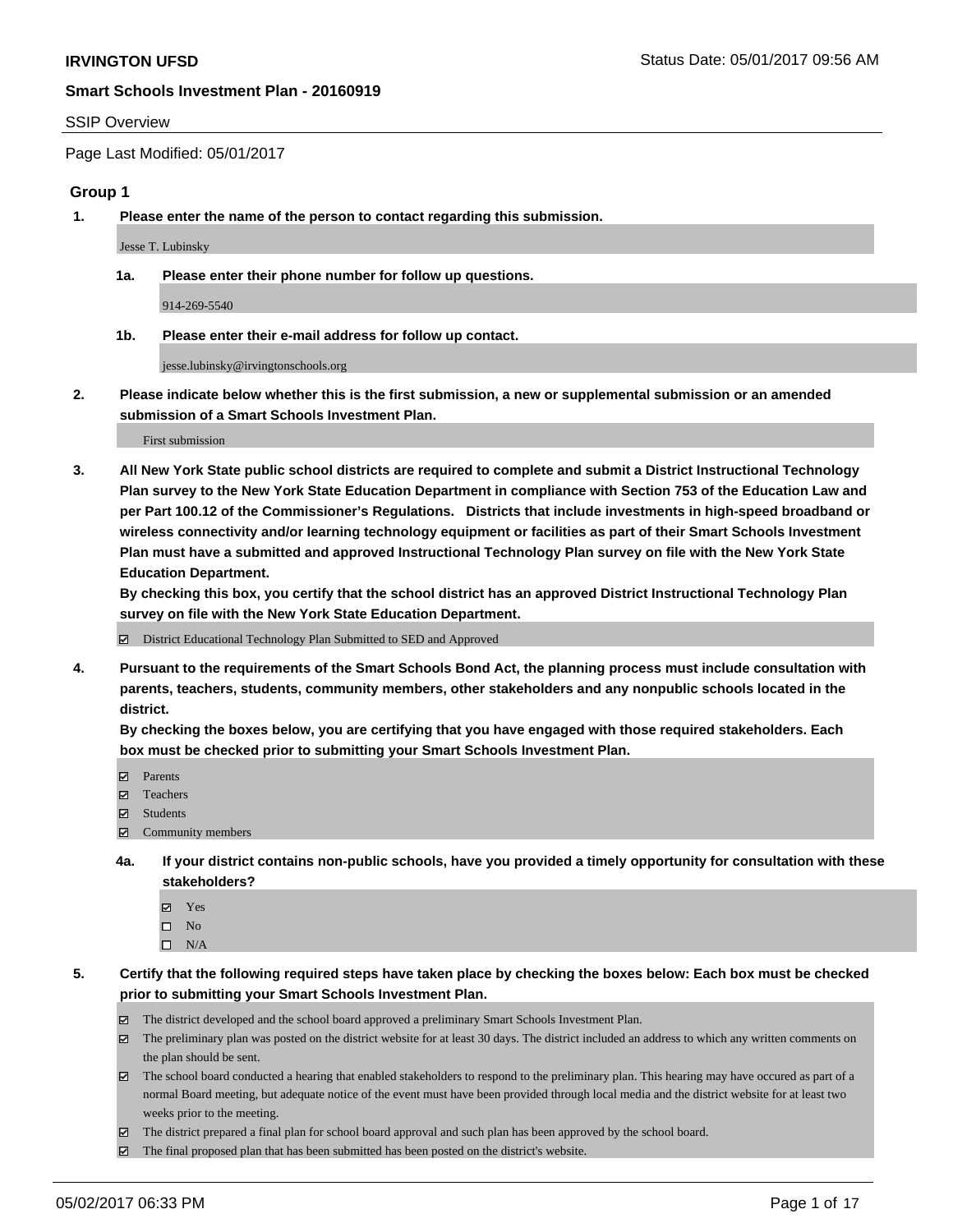**IRVINGTON UFSD**

Status Date: 05/01/2017 09:56 AM

**Smart Schools Investment Plan - 20160919**

SSIP Overview

Page Last Modified: 05/01/2017

## Group 1

**1. Please enter the name of the person to contact regarding this submission.**

Jesse T. Lubinsky

**1a. Please enter their phone number for follow up questions.**

914-269-5540

**1b. Please enter their e-mail address for follow up contact.**

jesse.lubinsky@irvingtonschools.org

**2. Please indicate below whether this is the first submission, a new or supplemental submission or an amended submission of a Smart Schools Investment Plan.**

First submission

**3. All New York State public school districts are required to complete and submit a District Instructional Technology Plan survey to the New York State Education Department in compliance with Section 753 of the Education Law and per Part 100.12 of the Commissioner's Regulations. Districts that include investments in high-speed broadband or wireless connectivity and/or learning technology equipment or facilities as part of their Smart Schools Investment Plan must have a submitted and approved Instructional Technology Plan survey on file with the New York State Education Department.**

**By checking this box, you certify that the school district has an approved District Instructional Technology Plan survey on file with the New York State Education Department.**

- ☑ District Educational Technology Plan Submitted to SED and Approved

**4. Pursuant to the requirements of the Smart Schools Bond Act, the planning process must include consultation with parents, teachers, students, community members, other stakeholders and any nonpublic schools located in the district.**

**By checking the boxes below, you are certifying that you have engaged with those required stakeholders. Each box must be checked prior to submitting your Smart Schools Investment Plan.**

- ☑ Parents
- ☑ Teachers
- ☑ Students
- ☑ Community members

**4a. If your district contains non-public schools, have you provided a timely opportunity for consultation with these stakeholders?**

- ☑ Yes
- ☐ No
- ☐ N/A

**5. Certify that the following required steps have taken place by checking the boxes below: Each box must be checked prior to submitting your Smart Schools Investment Plan.**

- ☑ The district developed and the school board approved a preliminary Smart Schools Investment Plan.
- ☑ The preliminary plan was posted on the district website for at least 30 days. The district included an address to which any written comments on the plan should be sent.
- ☑ The school board conducted a hearing that enabled stakeholders to respond to the preliminary plan. This hearing may have occured as part of a normal Board meeting, but adequate notice of the event must have been provided through local media and the district website for at least two weeks prior to the meeting.
- ☑ The district prepared a final plan for school board approval and such plan has been approved by the school board.
- ☑ The final proposed plan that has been submitted has been posted on the district's website.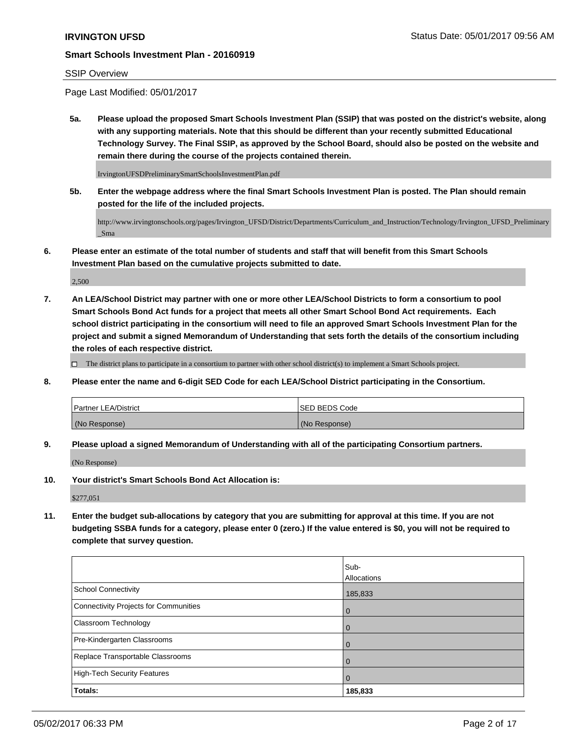SSIP Overview

Page Last Modified: 05/01/2017

**5a. Please upload the proposed Smart Schools Investment Plan (SSIP) that was posted on the district's website, along with any supporting materials. Note that this should be different than your recently submitted Educational Technology Survey. The Final SSIP, as approved by the School Board, should also be posted on the website and remain there during the course of the projects contained therein.**

IrvingtonUFSDPreliminarySmartSchoolsInvestmentPlan.pdf

**5b. Enter the webpage address where the final Smart Schools Investment Plan is posted. The Plan should remain posted for the life of the included projects.**

http://www.irvingtonschools.org/pages/Irvington_UFSD/District/Departments/Curriculum_and_Instruction/Technology/Irvington_UFSD_Preliminary_Sma

**6. Please enter an estimate of the total number of students and staff that will benefit from this Smart Schools Investment Plan based on the cumulative projects submitted to date.**

2,500

**7. An LEA/School District may partner with one or more other LEA/School Districts to form a consortium to pool Smart Schools Bond Act funds for a project that meets all other Smart School Bond Act requirements. Each school district participating in the consortium will need to file an approved Smart Schools Investment Plan for the project and submit a signed Memorandum of Understanding that sets forth the details of the consortium including the roles of each respective district.**

☐ The district plans to participate in a consortium to partner with other school district(s) to implement a Smart Schools project.

**8. Please enter the name and 6-digit SED Code for each LEA/School District participating in the Consortium.**

| Partner LEA/District | SED BEDS Code |
| --- | --- |
| (No Response) | (No Response) |

**9. Please upload a signed Memorandum of Understanding with all of the participating Consortium partners.**

(No Response)

**10. Your district's Smart Schools Bond Act Allocation is:**

$277,051

**11. Enter the budget sub-allocations by category that you are submitting for approval at this time. If you are not budgeting SSBA funds for a category, please enter 0 (zero.) If the value entered is $0, you will not be required to complete that survey question.**

| | Sub-Allocations |
| --- | --- |
| School Connectivity | 185,833 |
| Connectivity Projects for Communities | 0 |
| Classroom Technology | 0 |
| Pre-Kindergarten Classrooms | 0 |
| Replace Transportable Classrooms | 0 |
| High-Tech Security Features | 0 |
| **Totals:** | **185,833** |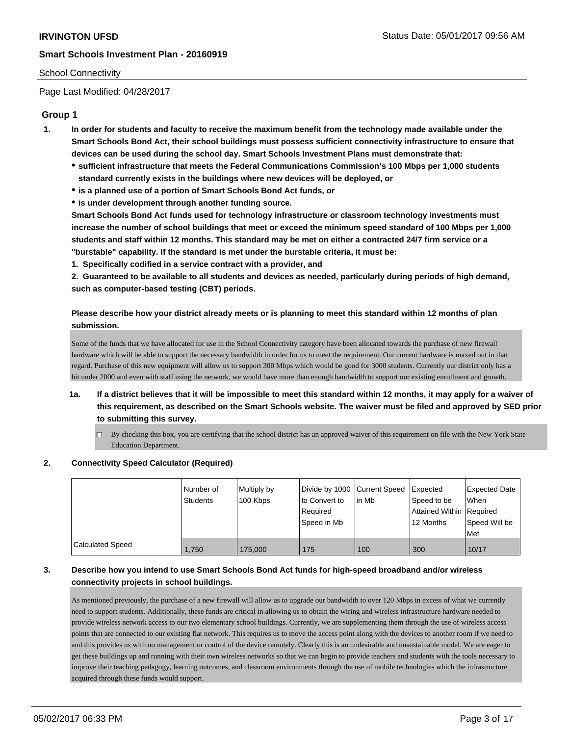School Connectivity

Page Last Modified: 04/28/2017

## Group 1

1. **In order for students and faculty to receive the maximum benefit from the technology made available under the Smart Schools Bond Act, their school buildings must possess sufficient connectivity infrastructure to ensure that devices can be used during the school day. Smart Schools Investment Plans must demonstrate that:**
   - **sufficient infrastructure that meets the Federal Communications Commission's 100 Mbps per 1,000 students standard currently exists in the buildings where new devices will be deployed, or**
   - **is a planned use of a portion of Smart Schools Bond Act funds, or**
   - **is under development through another funding source.**

   **Smart Schools Bond Act funds used for technology infrastructure or classroom technology investments must increase the number of school buildings that meet or exceed the minimum speed standard of 100 Mbps per 1,000 students and staff within 12 months. This standard may be met on either a contracted 24/7 firm service or a "burstable" capability. If the standard is met under the burstable criteria, it must be:**

   **1. Specifically codified in a service contract with a provider, and**

   **2. Guaranteed to be available to all students and devices as needed, particularly during periods of high demand, such as computer-based testing (CBT) periods.**

   **Please describe how your district already meets or is planning to meet this standard within 12 months of plan submission.**

   Some of the funds that we have allocated for use in the School Connectivity category have been allocated towards the purchase of new firewall hardware which will be able to support the necessary bandwidth in order for us to meet the requirement. Our current hardware is maxed out in that regard. Purchase of this new equipment will allow us to support 300 Mbps which would be good for 3000 students. Currently our district only has a bit under 2000 and even with staff using the network, we would have more than enough bandwidth to support our existing enrollment and growth.

   1a. **If a district believes that it will be impossible to meet this standard within 12 months, it may apply for a waiver of this requirement, as described on the Smart Schools website. The waiver must be filed and approved by SED prior to submitting this survey.**

   ☐ By checking this box, you are certifying that the school district has an approved waiver of this requirement on file with the New York State Education Department.

2. **Connectivity Speed Calculator (Required)**

| | Number of Students | Multiply by 100 Kbps | Divide by 1000 to Convert to Required Speed in Mb | Current Speed in Mb | Expected Speed to be Attained Within 12 Months | Expected Date When Required Speed Will be Met |
|---|---|---|---|---|---|---|
| Calculated Speed | 1,750 | 175,000 | 175 | 100 | 300 | 10/17 |

3. **Describe how you intend to use Smart Schools Bond Act funds for high-speed broadband and/or wireless connectivity projects in school buildings.**

   As mentioned previously, the purchase of a new firewall will allow us to upgrade our bandwidth to over 120 Mbps in excess of what we currently need to support students. Additionally, these funds are critical in allowing us to obtain the wiring and wireless infrastructure hardware needed to provide wireless network access to our two elementary school buildings. Currently, we are supplementing them through the use of wireless access points that are connected to our existing flat network. This requires us to move the access point along with the devices to another room if we need to and this provides us with no management or control of the device remotely. Clearly this is an undesirable and unsustainable model. We are eager to get these buildings up and running with their own wireless networks so that we can begin to provide teachers and students with the tools necessary to improve their teaching pedagogy, learning outcomes, and classroom environments through the use of mobile technologies which the infrastructure acquired through these funds would support.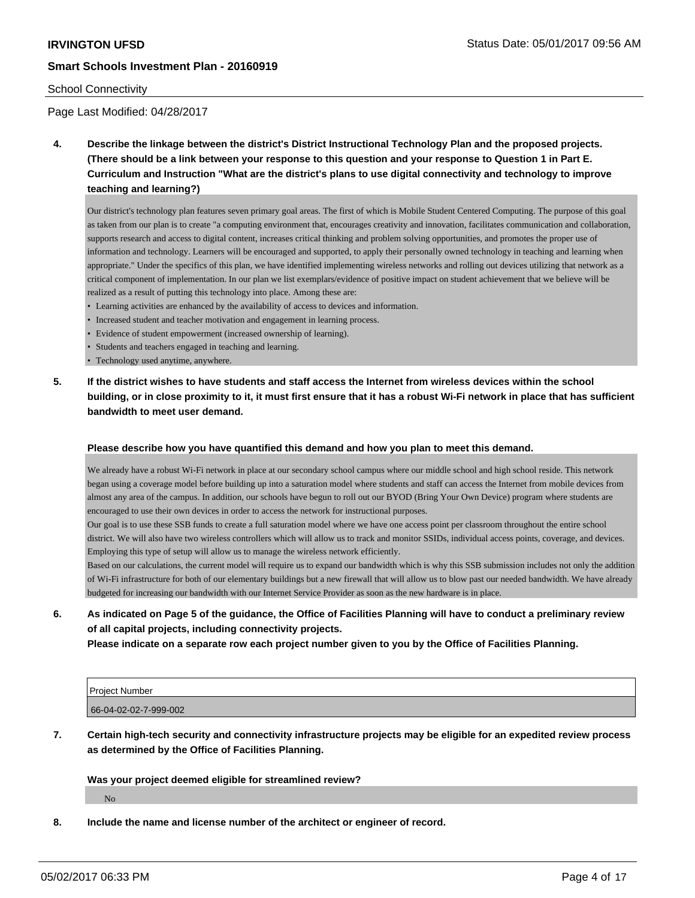School Connectivity

Page Last Modified: 04/28/2017

**4. Describe the linkage between the district's District Instructional Technology Plan and the proposed projects. (There should be a link between your response to this question and your response to Question 1 in Part E. Curriculum and Instruction "What are the district's plans to use digital connectivity and technology to improve teaching and learning?)**

Our district's technology plan features seven primary goal areas. The first of which is Mobile Student Centered Computing. The purpose of this goal as taken from our plan is to create "a computing environment that, encourages creativity and innovation, facilitates communication and collaboration, supports research and access to digital content, increases critical thinking and problem solving opportunities, and promotes the proper use of information and technology. Learners will be encouraged and supported, to apply their personally owned technology in teaching and learning when appropriate." Under the specifics of this plan, we have identified implementing wireless networks and rolling out devices utilizing that network as a critical component of implementation. In our plan we list exemplars/evidence of positive impact on student achievement that we believe will be realized as a result of putting this technology into place. Among these are:

- Learning activities are enhanced by the availability of access to devices and information.
- Increased student and teacher motivation and engagement in learning process.
- Evidence of student empowerment (increased ownership of learning).
- Students and teachers engaged in teaching and learning.
- Technology used anytime, anywhere.

**5. If the district wishes to have students and staff access the Internet from wireless devices within the school building, or in close proximity to it, it must first ensure that it has a robust Wi-Fi network in place that has sufficient bandwidth to meet user demand.**

**Please describe how you have quantified this demand and how you plan to meet this demand.**

We already have a robust Wi-Fi network in place at our secondary school campus where our middle school and high school reside. This network began using a coverage model before building up into a saturation model where students and staff can access the Internet from mobile devices from almost any area of the campus. In addition, our schools have begun to roll out our BYOD (Bring Your Own Device) program where students are encouraged to use their own devices in order to access the network for instructional purposes.

Our goal is to use these SSB funds to create a full saturation model where we have one access point per classroom throughout the entire school district. We will also have two wireless controllers which will allow us to track and monitor SSIDs, individual access points, coverage, and devices. Employing this type of setup will allow us to manage the wireless network efficiently.

Based on our calculations, the current model will require us to expand our bandwidth which is why this SSB submission includes not only the addition of Wi-Fi infrastructure for both of our elementary buildings but a new firewall that will allow us to blow past our needed bandwidth. We have already budgeted for increasing our bandwidth with our Internet Service Provider as soon as the new hardware is in place.

**6. As indicated on Page 5 of the guidance, the Office of Facilities Planning will have to conduct a preliminary review of all capital projects, including connectivity projects.**
**Please indicate on a separate row each project number given to you by the Office of Facilities Planning.**

| Project Number |
|---|
| 66-04-02-02-7-999-002 |

**7. Certain high-tech security and connectivity infrastructure projects may be eligible for an expedited review process as determined by the Office of Facilities Planning.**

**Was your project deemed eligible for streamlined review?**

No

**8. Include the name and license number of the architect or engineer of record.**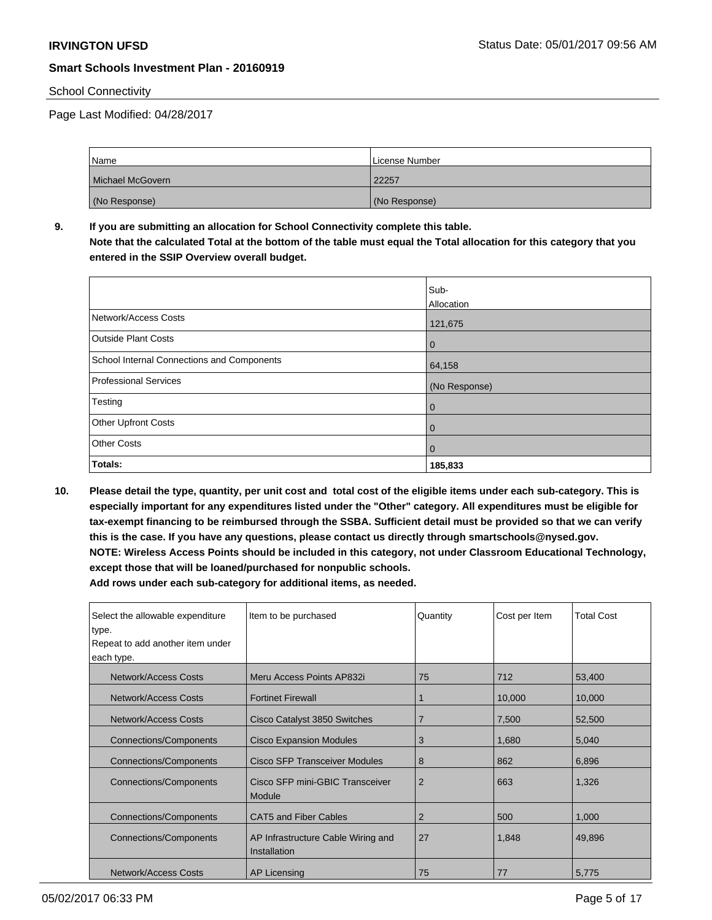School Connectivity

Page Last Modified: 04/28/2017

| Name | License Number |
| --- | --- |
| Michael McGovern | 22257 |
| (No Response) | (No Response) |

**9. If you are submitting an allocation for School Connectivity complete this table.**
**Note that the calculated Total at the bottom of the table must equal the Total allocation for this category that you entered in the SSIP Overview overall budget.**

| | Sub-Allocation |
| --- | --- |
| Network/Access Costs | 121,675 |
| Outside Plant Costs | 0 |
| School Internal Connections and Components | 64,158 |
| Professional Services | (No Response) |
| Testing | 0 |
| Other Upfront Costs | 0 |
| Other Costs | 0 |
| **Totals:** | **185,833** |

**10. Please detail the type, quantity, per unit cost and total cost of the eligible items under each sub-category. This is especially important for any expenditures listed under the "Other" category. All expenditures must be eligible for tax-exempt financing to be reimbursed through the SSBA. Sufficient detail must be provided so that we can verify this is the case. If you have any questions, please contact us directly through smartschools@nysed.gov.**
**NOTE: Wireless Access Points should be included in this category, not under Classroom Educational Technology, except those that will be loaned/purchased for nonpublic schools.**
**Add rows under each sub-category for additional items, as needed.**

| Select the allowable expenditure type. Repeat to add another item under each type. | Item to be purchased | Quantity | Cost per Item | Total Cost |
| --- | --- | --- | --- | --- |
| Network/Access Costs | Meru Access Points AP832i | 75 | 712 | 53,400 |
| Network/Access Costs | Fortinet Firewall | 1 | 10,000 | 10,000 |
| Network/Access Costs | Cisco Catalyst 3850 Switches | 7 | 7,500 | 52,500 |
| Connections/Components | Cisco Expansion Modules | 3 | 1,680 | 5,040 |
| Connections/Components | Cisco SFP Transceiver Modules | 8 | 862 | 6,896 |
| Connections/Components | Cisco SFP mini-GBIC Transceiver Module | 2 | 663 | 1,326 |
| Connections/Components | CAT5 and Fiber Cables | 2 | 500 | 1,000 |
| Connections/Components | AP Infrastructure Cable Wiring and Installation | 27 | 1,848 | 49,896 |
| Network/Access Costs | AP Licensing | 75 | 77 | 5,775 |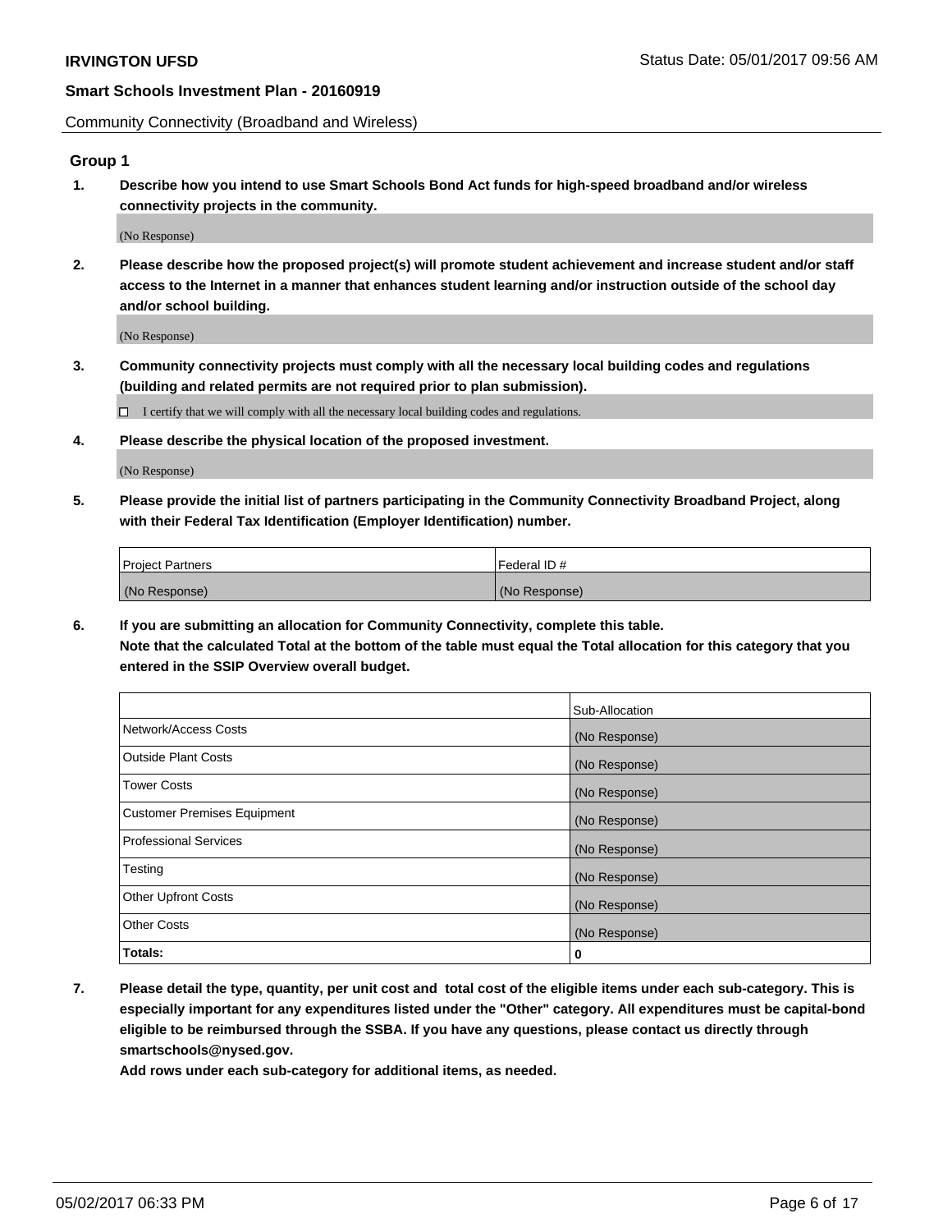Community Connectivity (Broadband and Wireless)

## Group 1

**1. Describe how you intend to use Smart Schools Bond Act funds for high-speed broadband and/or wireless connectivity projects in the community.**

(No Response)

**2. Please describe how the proposed project(s) will promote student achievement and increase student and/or staff access to the Internet in a manner that enhances student learning and/or instruction outside of the school day and/or school building.**

(No Response)

**3. Community connectivity projects must comply with all the necessary local building codes and regulations (building and related permits are not required prior to plan submission).**

☐ I certify that we will comply with all the necessary local building codes and regulations.

**4. Please describe the physical location of the proposed investment.**

(No Response)

**5. Please provide the initial list of partners participating in the Community Connectivity Broadband Project, along with their Federal Tax Identification (Employer Identification) number.**

| Project Partners | Federal ID # |
|---|---|
| (No Response) | (No Response) |

**6. If you are submitting an allocation for Community Connectivity, complete this table.**
**Note that the calculated Total at the bottom of the table must equal the Total allocation for this category that you entered in the SSIP Overview overall budget.**

| | Sub-Allocation |
|---|---|
| Network/Access Costs | (No Response) |
| Outside Plant Costs | (No Response) |
| Tower Costs | (No Response) |
| Customer Premises Equipment | (No Response) |
| Professional Services | (No Response) |
| Testing | (No Response) |
| Other Upfront Costs | (No Response) |
| Other Costs | (No Response) |
| **Totals:** | **0** |

**7. Please detail the type, quantity, per unit cost and total cost of the eligible items under each sub-category. This is especially important for any expenditures listed under the "Other" category. All expenditures must be capital-bond eligible to be reimbursed through the SSBA. If you have any questions, please contact us directly through smartschools@nysed.gov.**

**Add rows under each sub-category for additional items, as needed.**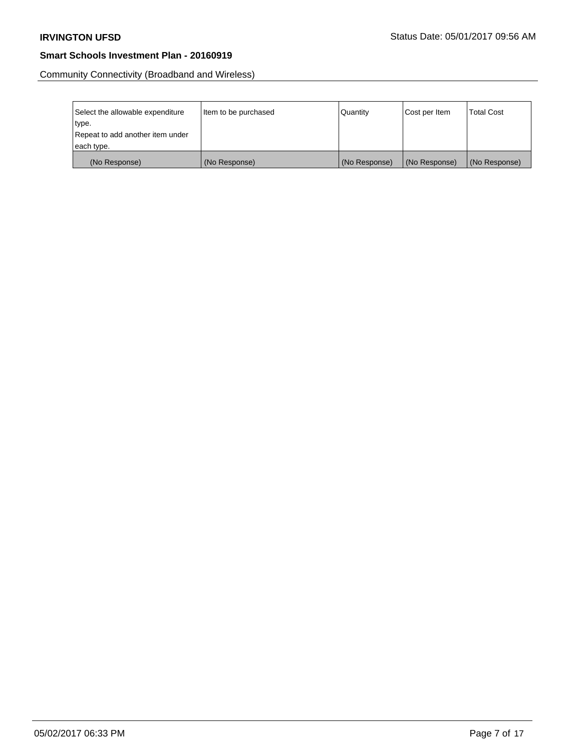Community Connectivity (Broadband and Wireless)

| Select the allowable expenditure type.<br>Repeat to add another item under each type. | Item to be purchased | Quantity | Cost per Item | Total Cost |
|---|---|---|---|---|
| (No Response) | (No Response) | (No Response) | (No Response) | (No Response) |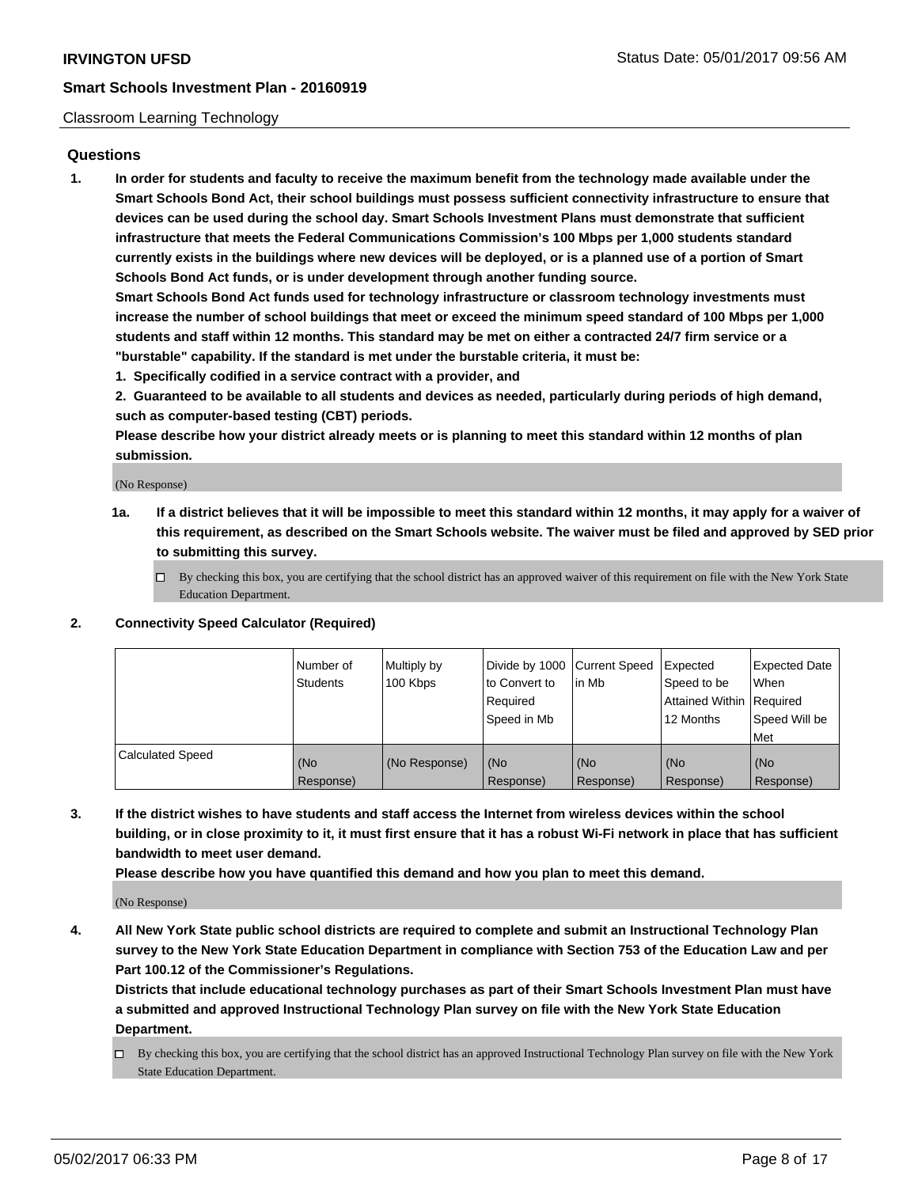Classroom Learning Technology

## Questions

1. **In order for students and faculty to receive the maximum benefit from the technology made available under the Smart Schools Bond Act, their school buildings must possess sufficient connectivity infrastructure to ensure that devices can be used during the school day. Smart Schools Investment Plans must demonstrate that sufficient infrastructure that meets the Federal Communications Commission's 100 Mbps per 1,000 students standard currently exists in the buildings where new devices will be deployed, or is a planned use of a portion of Smart Schools Bond Act funds, or is under development through another funding source.**
   **Smart Schools Bond Act funds used for technology infrastructure or classroom technology investments must increase the number of school buildings that meet or exceed the minimum speed standard of 100 Mbps per 1,000 students and staff within 12 months. This standard may be met on either a contracted 24/7 firm service or a "burstable" capability. If the standard is met under the burstable criteria, it must be:**
   **1. Specifically codified in a service contract with a provider, and**
   **2. Guaranteed to be available to all students and devices as needed, particularly during periods of high demand, such as computer-based testing (CBT) periods.**
   **Please describe how your district already meets or is planning to meet this standard within 12 months of plan submission.**

   (No Response)

   1a. **If a district believes that it will be impossible to meet this standard within 12 months, it may apply for a waiver of this requirement, as described on the Smart Schools website. The waiver must be filed and approved by SED prior to submitting this survey.**

   ☐ By checking this box, you are certifying that the school district has an approved waiver of this requirement on file with the New York State Education Department.

2. **Connectivity Speed Calculator (Required)**

| | Number of Students | Multiply by 100 Kbps | Divide by 1000 to Convert to Required Speed in Mb | Current Speed in Mb | Expected Speed to be Attained Within 12 Months | Expected Date When Required Speed Will be Met |
|---|---|---|---|---|---|---|
| Calculated Speed | (No Response) | (No Response) | (No Response) | (No Response) | (No Response) | (No Response) |

3. **If the district wishes to have students and staff access the Internet from wireless devices within the school building, or in close proximity to it, it must first ensure that it has a robust Wi-Fi network in place that has sufficient bandwidth to meet user demand.**
   **Please describe how you have quantified this demand and how you plan to meet this demand.**

   (No Response)

4. **All New York State public school districts are required to complete and submit an Instructional Technology Plan survey to the New York State Education Department in compliance with Section 753 of the Education Law and per Part 100.12 of the Commissioner's Regulations.**
   **Districts that include educational technology purchases as part of their Smart Schools Investment Plan must have a submitted and approved Instructional Technology Plan survey on file with the New York State Education Department.**

   ☐ By checking this box, you are certifying that the school district has an approved Instructional Technology Plan survey on file with the New York State Education Department.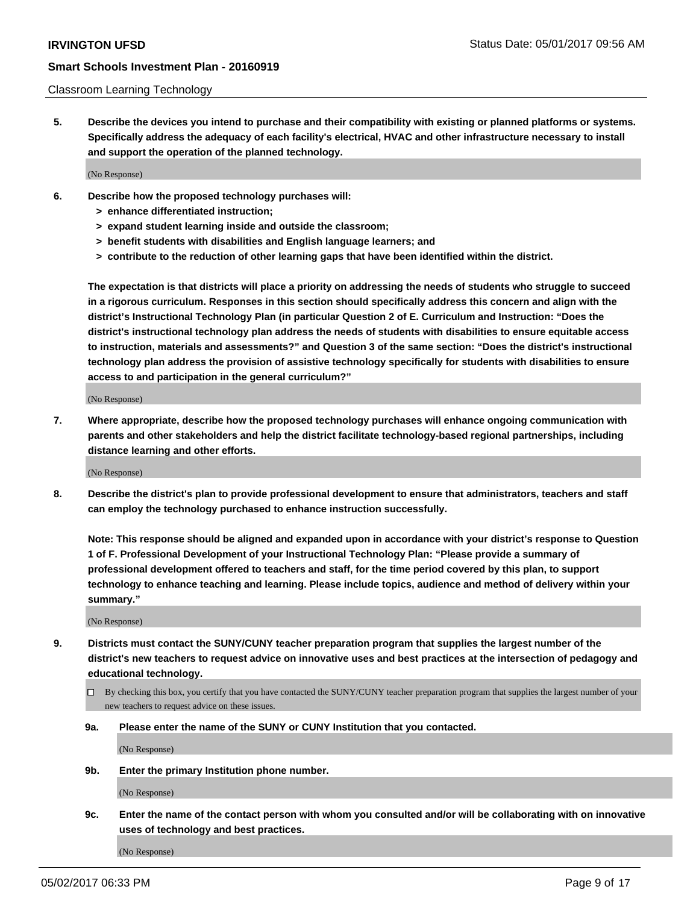Classroom Learning Technology

**5. Describe the devices you intend to purchase and their compatibility with existing or planned platforms or systems. Specifically address the adequacy of each facility's electrical, HVAC and other infrastructure necessary to install and support the operation of the planned technology.**

(No Response)

**6. Describe how the proposed technology purchases will:**
- **> enhance differentiated instruction;**
- **> expand student learning inside and outside the classroom;**
- **> benefit students with disabilities and English language learners; and**
- **> contribute to the reduction of other learning gaps that have been identified within the district.**

**The expectation is that districts will place a priority on addressing the needs of students who struggle to succeed in a rigorous curriculum. Responses in this section should specifically address this concern and align with the district's Instructional Technology Plan (in particular Question 2 of E. Curriculum and Instruction: "Does the district's instructional technology plan address the needs of students with disabilities to ensure equitable access to instruction, materials and assessments?" and Question 3 of the same section: "Does the district's instructional technology plan address the provision of assistive technology specifically for students with disabilities to ensure access to and participation in the general curriculum?"**

(No Response)

**7. Where appropriate, describe how the proposed technology purchases will enhance ongoing communication with parents and other stakeholders and help the district facilitate technology-based regional partnerships, including distance learning and other efforts.**

(No Response)

**8. Describe the district's plan to provide professional development to ensure that administrators, teachers and staff can employ the technology purchased to enhance instruction successfully.**

**Note: This response should be aligned and expanded upon in accordance with your district's response to Question 1 of F. Professional Development of your Instructional Technology Plan: "Please provide a summary of professional development offered to teachers and staff, for the time period covered by this plan, to support technology to enhance teaching and learning. Please include topics, audience and method of delivery within your summary."**

(No Response)

**9. Districts must contact the SUNY/CUNY teacher preparation program that supplies the largest number of the district's new teachers to request advice on innovative uses and best practices at the intersection of pedagogy and educational technology.**

☐ By checking this box, you certify that you have contacted the SUNY/CUNY teacher preparation program that supplies the largest number of your new teachers to request advice on these issues.

**9a. Please enter the name of the SUNY or CUNY Institution that you contacted.**

(No Response)

**9b. Enter the primary Institution phone number.**

(No Response)

**9c. Enter the name of the contact person with whom you consulted and/or will be collaborating with on innovative uses of technology and best practices.**

(No Response)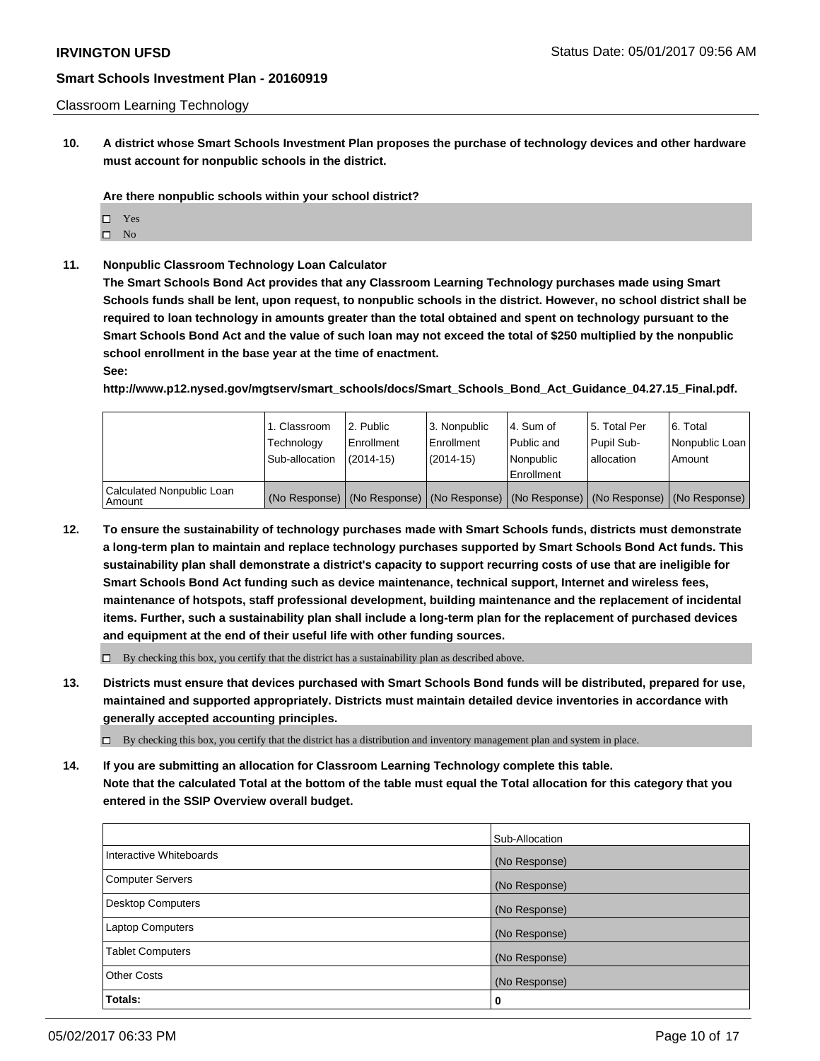Classroom Learning Technology

**10. A district whose Smart Schools Investment Plan proposes the purchase of technology devices and other hardware must account for nonpublic schools in the district.**

**Are there nonpublic schools within your school district?**

- ☐ Yes
- ☐ No

**11. Nonpublic Classroom Technology Loan Calculator**

**The Smart Schools Bond Act provides that any Classroom Learning Technology purchases made using Smart Schools funds shall be lent, upon request, to nonpublic schools in the district. However, no school district shall be required to loan technology in amounts greater than the total obtained and spent on technology pursuant to the Smart Schools Bond Act and the value of such loan may not exceed the total of $250 multiplied by the nonpublic school enrollment in the base year at the time of enactment.**

**See:**

**http://www.p12.nysed.gov/mgtserv/smart_schools/docs/Smart_Schools_Bond_Act_Guidance_04.27.15_Final.pdf.**

| | 1. Classroom Technology Sub-allocation | 2. Public Enrollment (2014-15) | 3. Nonpublic Enrollment (2014-15) | 4. Sum of Public and Nonpublic Enrollment | 5. Total Per Pupil Sub-allocation | 6. Total Nonpublic Loan Amount |
|---|---|---|---|---|---|---|
| Calculated Nonpublic Loan Amount | (No Response) | (No Response) | (No Response) | (No Response) | (No Response) | (No Response) |

**12. To ensure the sustainability of technology purchases made with Smart Schools funds, districts must demonstrate a long-term plan to maintain and replace technology purchases supported by Smart Schools Bond Act funds. This sustainability plan shall demonstrate a district's capacity to support recurring costs of use that are ineligible for Smart Schools Bond Act funding such as device maintenance, technical support, Internet and wireless fees, maintenance of hotspots, staff professional development, building maintenance and the replacement of incidental items. Further, such a sustainability plan shall include a long-term plan for the replacement of purchased devices and equipment at the end of their useful life with other funding sources.**

☐ By checking this box, you certify that the district has a sustainability plan as described above.

**13. Districts must ensure that devices purchased with Smart Schools Bond funds will be distributed, prepared for use, maintained and supported appropriately. Districts must maintain detailed device inventories in accordance with generally accepted accounting principles.**

☐ By checking this box, you certify that the district has a distribution and inventory management plan and system in place.

**14. If you are submitting an allocation for Classroom Learning Technology complete this table. Note that the calculated Total at the bottom of the table must equal the Total allocation for this category that you entered in the SSIP Overview overall budget.**

| | Sub-Allocation |
|---|---|
| Interactive Whiteboards | (No Response) |
| Computer Servers | (No Response) |
| Desktop Computers | (No Response) |
| Laptop Computers | (No Response) |
| Tablet Computers | (No Response) |
| Other Costs | (No Response) |
| **Totals:** | **0** |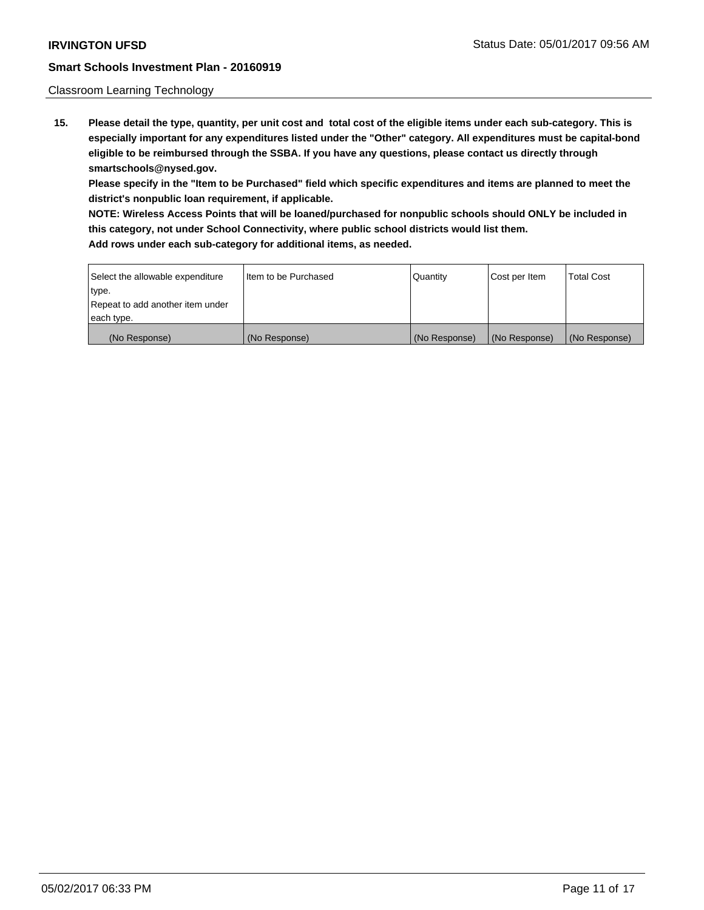Classroom Learning Technology

15. **Please detail the type, quantity, per unit cost and total cost of the eligible items under each sub-category. This is especially important for any expenditures listed under the "Other" category. All expenditures must be capital-bond eligible to be reimbursed through the SSBA. If you have any questions, please contact us directly through smartschools@nysed.gov.**
    **Please specify in the "Item to be Purchased" field which specific expenditures and items are planned to meet the district's nonpublic loan requirement, if applicable.**
    **NOTE: Wireless Access Points that will be loaned/purchased for nonpublic schools should ONLY be included in this category, not under School Connectivity, where public school districts would list them.**
    **Add rows under each sub-category for additional items, as needed.**

| Select the allowable expenditure type. Repeat to add another item under each type. | Item to be Purchased | Quantity | Cost per Item | Total Cost |
|---|---|---|---|---|
| (No Response) | (No Response) | (No Response) | (No Response) | (No Response) |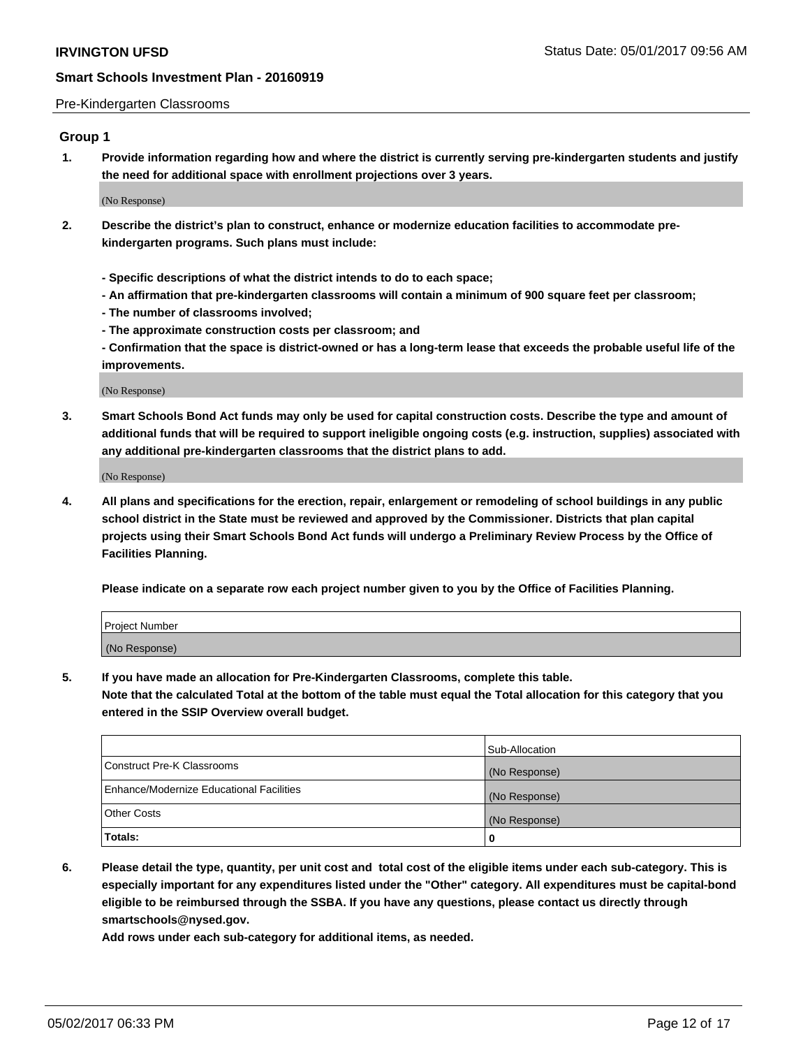Pre-Kindergarten Classrooms

## Group 1

**1. Provide information regarding how and where the district is currently serving pre-kindergarten students and justify the need for additional space with enrollment projections over 3 years.**

(No Response)

**2. Describe the district's plan to construct, enhance or modernize education facilities to accommodate pre-kindergarten programs. Such plans must include:**

**- Specific descriptions of what the district intends to do to each space;**

**- An affirmation that pre-kindergarten classrooms will contain a minimum of 900 square feet per classroom;**

**- The number of classrooms involved;**

**- The approximate construction costs per classroom; and**

**- Confirmation that the space is district-owned or has a long-term lease that exceeds the probable useful life of the improvements.**

(No Response)

**3. Smart Schools Bond Act funds may only be used for capital construction costs. Describe the type and amount of additional funds that will be required to support ineligible ongoing costs (e.g. instruction, supplies) associated with any additional pre-kindergarten classrooms that the district plans to add.**

(No Response)

**4. All plans and specifications for the erection, repair, enlargement or remodeling of school buildings in any public school district in the State must be reviewed and approved by the Commissioner. Districts that plan capital projects using their Smart Schools Bond Act funds will undergo a Preliminary Review Process by the Office of Facilities Planning.**

**Please indicate on a separate row each project number given to you by the Office of Facilities Planning.**

| Project Number |
| --- |
| (No Response) |

**5. If you have made an allocation for Pre-Kindergarten Classrooms, complete this table.**
**Note that the calculated Total at the bottom of the table must equal the Total allocation for this category that you entered in the SSIP Overview overall budget.**

| | Sub-Allocation |
| --- | --- |
| Construct Pre-K Classrooms | (No Response) |
| Enhance/Modernize Educational Facilities | (No Response) |
| Other Costs | (No Response) |
| **Totals:** | **0** |

**6. Please detail the type, quantity, per unit cost and total cost of the eligible items under each sub-category. This is especially important for any expenditures listed under the "Other" category. All expenditures must be capital-bond eligible to be reimbursed through the SSBA. If you have any questions, please contact us directly through smartschools@nysed.gov.**
**Add rows under each sub-category for additional items, as needed.**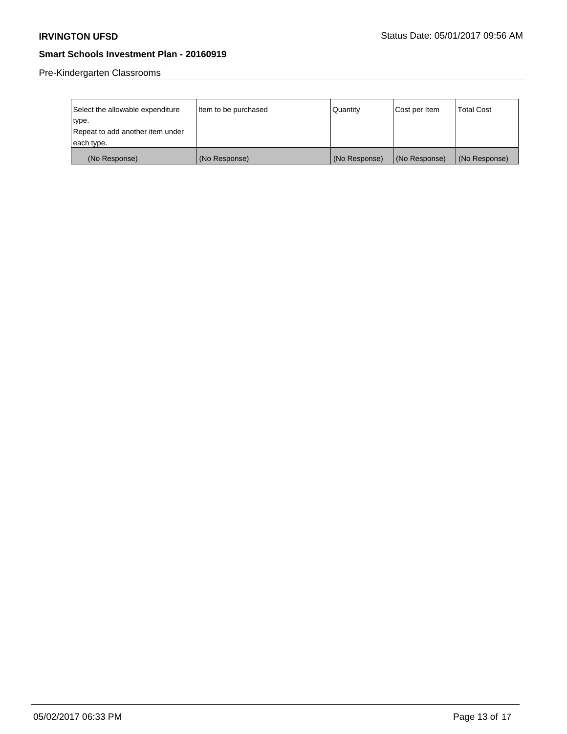Pre-Kindergarten Classrooms

| Select the allowable expenditure type. Repeat to add another item under each type. | Item to be purchased | Quantity | Cost per Item | Total Cost |
|---|---|---|---|---|
| (No Response) | (No Response) | (No Response) | (No Response) | (No Response) |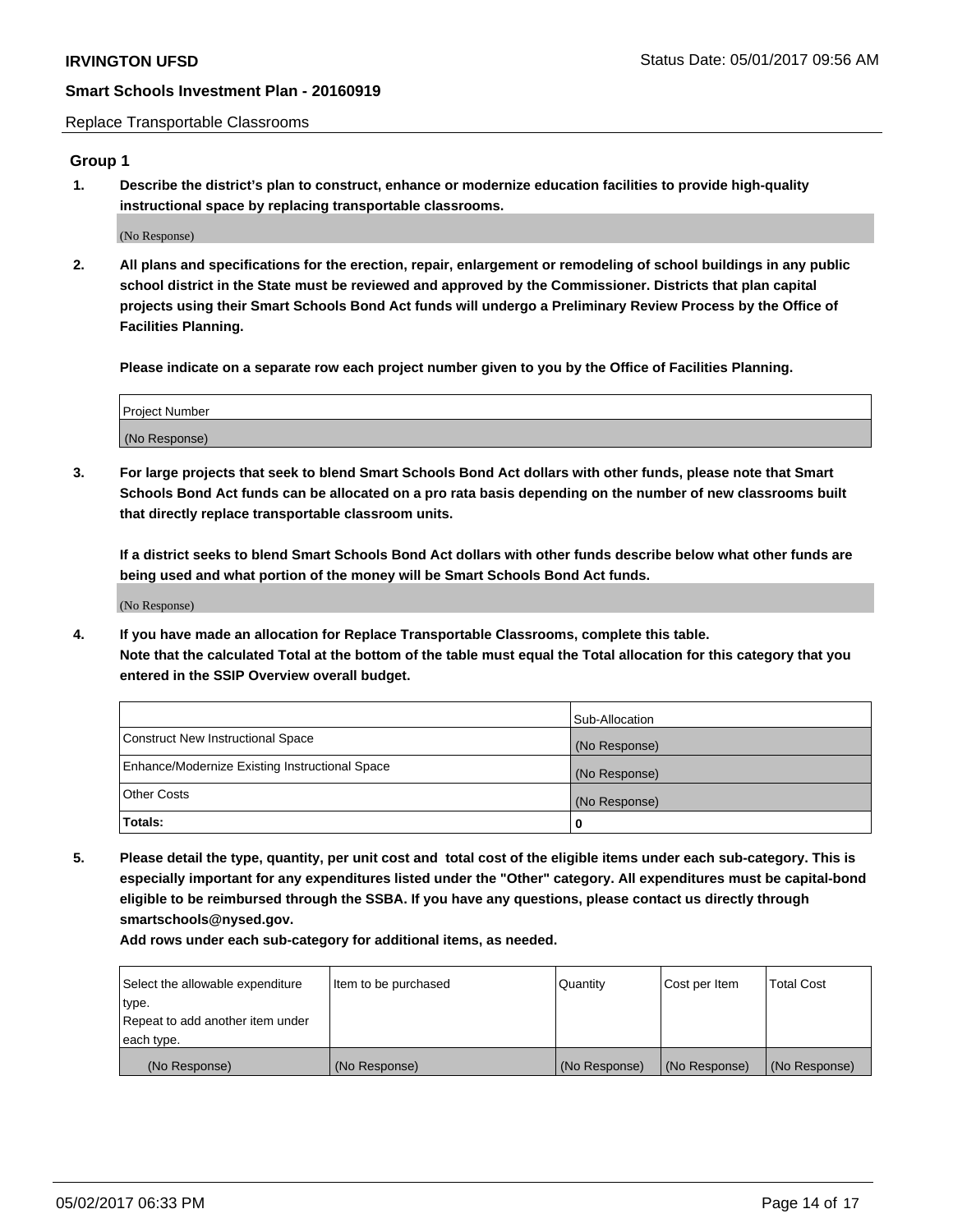Replace Transportable Classrooms

## Group 1

**1. Describe the district's plan to construct, enhance or modernize education facilities to provide high-quality instructional space by replacing transportable classrooms.**

(No Response)

**2. All plans and specifications for the erection, repair, enlargement or remodeling of school buildings in any public school district in the State must be reviewed and approved by the Commissioner. Districts that plan capital projects using their Smart Schools Bond Act funds will undergo a Preliminary Review Process by the Office of Facilities Planning.**

**Please indicate on a separate row each project number given to you by the Office of Facilities Planning.**

| Project Number |
| --- |
| (No Response) |

**3. For large projects that seek to blend Smart Schools Bond Act dollars with other funds, please note that Smart Schools Bond Act funds can be allocated on a pro rata basis depending on the number of new classrooms built that directly replace transportable classroom units.**

**If a district seeks to blend Smart Schools Bond Act dollars with other funds describe below what other funds are being used and what portion of the money will be Smart Schools Bond Act funds.**

(No Response)

**4. If you have made an allocation for Replace Transportable Classrooms, complete this table. Note that the calculated Total at the bottom of the table must equal the Total allocation for this category that you entered in the SSIP Overview overall budget.**

| | Sub-Allocation |
| --- | --- |
| Construct New Instructional Space | (No Response) |
| Enhance/Modernize Existing Instructional Space | (No Response) |
| Other Costs | (No Response) |
| **Totals:** | **0** |

**5. Please detail the type, quantity, per unit cost and total cost of the eligible items under each sub-category. This is especially important for any expenditures listed under the "Other" category. All expenditures must be capital-bond eligible to be reimbursed through the SSBA. If you have any questions, please contact us directly through smartschools@nysed.gov.**

**Add rows under each sub-category for additional items, as needed.**

| Select the allowable expenditure type. Repeat to add another item under each type. | Item to be purchased | Quantity | Cost per Item | Total Cost |
| --- | --- | --- | --- | --- |
| (No Response) | (No Response) | (No Response) | (No Response) | (No Response) |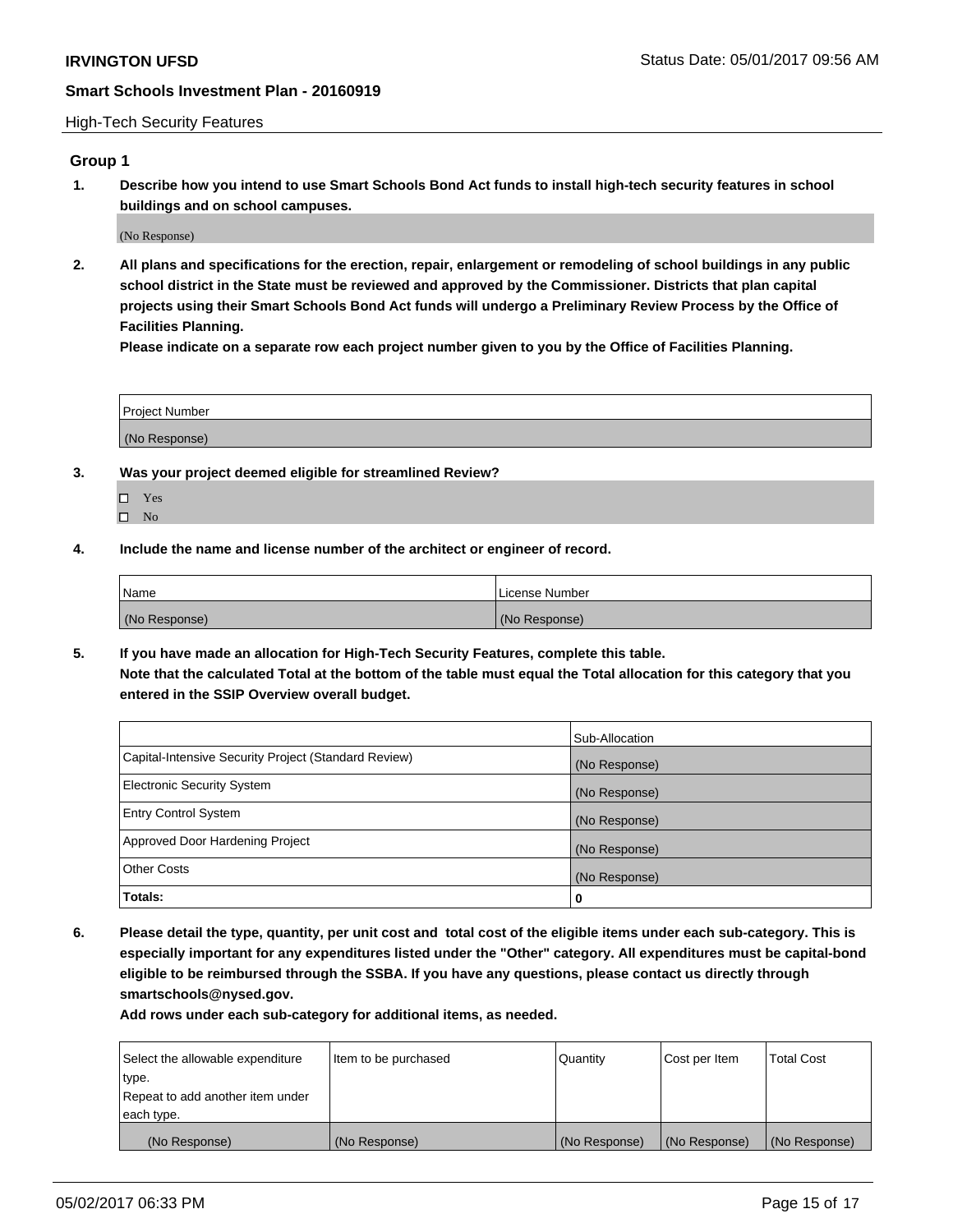High-Tech Security Features

## Group 1

**1. Describe how you intend to use Smart Schools Bond Act funds to install high-tech security features in school buildings and on school campuses.**

(No Response)

**2. All plans and specifications for the erection, repair, enlargement or remodeling of school buildings in any public school district in the State must be reviewed and approved by the Commissioner. Districts that plan capital projects using their Smart Schools Bond Act funds will undergo a Preliminary Review Process by the Office of Facilities Planning.**

**Please indicate on a separate row each project number given to you by the Office of Facilities Planning.**

| Project Number |
|---|
| (No Response) |

**3. Was your project deemed eligible for streamlined Review?**

- ☐ Yes
- ☐ No

**4. Include the name and license number of the architect or engineer of record.**

| Name | License Number |
|---|---|
| (No Response) | (No Response) |

**5. If you have made an allocation for High-Tech Security Features, complete this table.**
**Note that the calculated Total at the bottom of the table must equal the Total allocation for this category that you entered in the SSIP Overview overall budget.**

| | Sub-Allocation |
|---|---|
| Capital-Intensive Security Project (Standard Review) | (No Response) |
| Electronic Security System | (No Response) |
| Entry Control System | (No Response) |
| Approved Door Hardening Project | (No Response) |
| Other Costs | (No Response) |
| **Totals:** | 0 |

**6. Please detail the type, quantity, per unit cost and total cost of the eligible items under each sub-category. This is especially important for any expenditures listed under the "Other" category. All expenditures must be capital-bond eligible to be reimbursed through the SSBA. If you have any questions, please contact us directly through smartschools@nysed.gov.**

**Add rows under each sub-category for additional items, as needed.**

| Select the allowable expenditure type. Repeat to add another item under each type. | Item to be purchased | Quantity | Cost per Item | Total Cost |
|---|---|---|---|---|
| (No Response) | (No Response) | (No Response) | (No Response) | (No Response) |